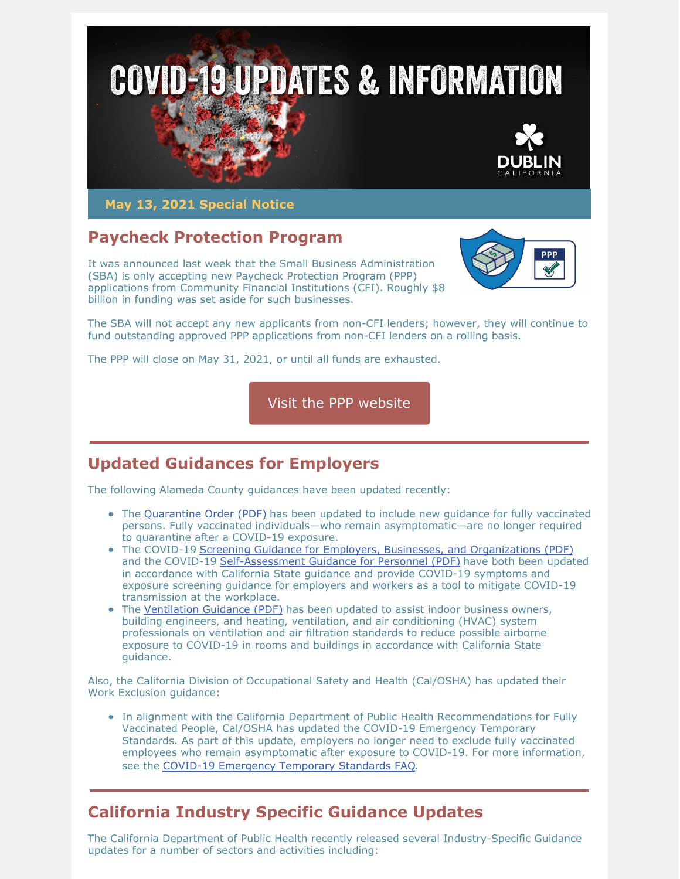# COVID-19 UPDATES & INFORMATION

DUBLIN CALIFORNIA

**May 13, 2021 Special Notice**

## Paycheck Protection Program

It was announced last week that the Small Business Administration (SBA) is only accepting new Paycheck Protection Program (PPP) applications from Community Financial Institutions (CFI). Roughly $8 billion in funding was set aside for such businesses.

The SBA will not accept any new applicants from non-CFI lenders; however, they will continue to fund outstanding approved PPP applications from non-CFI lenders on a rolling basis.

The PPP will close on May 31, 2021, or until all funds are exhausted.

Visit the PPP website

## Updated Guidances for Employers

The following Alameda County guidances have been updated recently:

- The Quarantine Order (PDF) has been updated to include new guidance for fully vaccinated persons. Fully vaccinated individuals—who remain asymptomatic—are no longer required to quarantine after a COVID-19 exposure.
- The COVID-19 Screening Guidance for Employers, Businesses, and Organizations (PDF) and the COVID-19 Self-Assessment Guidance for Personnel (PDF) have both been updated in accordance with California State guidance and provide COVID-19 symptoms and exposure screening guidance for employers and workers as a tool to mitigate COVID-19 transmission at the workplace.
- The Ventilation Guidance (PDF) has been updated to assist indoor business owners, building engineers, and heating, ventilation, and air conditioning (HVAC) system professionals on ventilation and air filtration standards to reduce possible airborne exposure to COVID-19 in rooms and buildings in accordance with California State guidance.

Also, the California Division of Occupational Safety and Health (Cal/OSHA) has updated their Work Exclusion guidance:

- In alignment with the California Department of Public Health Recommendations for Fully Vaccinated People, Cal/OSHA has updated the COVID-19 Emergency Temporary Standards. As part of this update, employers no longer need to exclude fully vaccinated employees who remain asymptomatic after exposure to COVID-19. For more information, see the COVID-19 Emergency Temporary Standards FAQ.

## California Industry Specific Guidance Updates

The California Department of Public Health recently released several Industry-Specific Guidance updates for a number of sectors and activities including: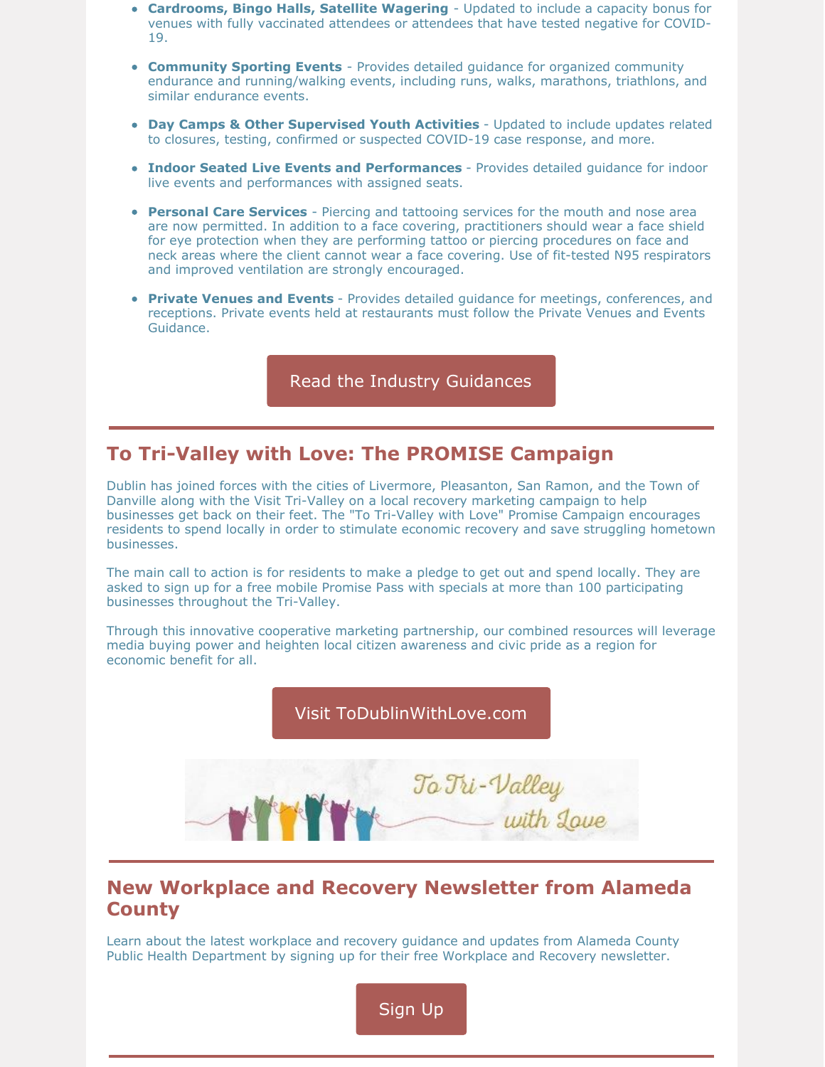- **Cardrooms, Bingo Halls, Satellite Wagering** - Updated to include a capacity bonus for venues with fully vaccinated attendees or attendees that have tested negative for COVID-19.
- **Community Sporting Events** - Provides detailed guidance for organized community endurance and running/walking events, including runs, walks, marathons, triathlons, and similar endurance events.
- **Day Camps & Other Supervised Youth Activities** - Updated to include updates related to closures, testing, confirmed or suspected COVID-19 case response, and more.
- **Indoor Seated Live Events and Performances** - Provides detailed guidance for indoor live events and performances with assigned seats.
- **Personal Care Services** - Piercing and tattooing services for the mouth and nose area are now permitted. In addition to a face covering, practitioners should wear a face shield for eye protection when they are performing tattoo or piercing procedures on face and neck areas where the client cannot wear a face covering. Use of fit-tested N95 respirators and improved ventilation are strongly encouraged.
- **Private Venues and Events** - Provides detailed guidance for meetings, conferences, and receptions. Private events held at restaurants must follow the Private Venues and Events Guidance.

Read the Industry Guidances

## To Tri-Valley with Love: The PROMISE Campaign

Dublin has joined forces with the cities of Livermore, Pleasanton, San Ramon, and the Town of Danville along with the Visit Tri-Valley on a local recovery marketing campaign to help businesses get back on their feet. The "To Tri-Valley with Love" Promise Campaign encourages residents to spend locally in order to stimulate economic recovery and save struggling hometown businesses.

The main call to action is for residents to make a pledge to get out and spend locally. They are asked to sign up for a free mobile Promise Pass with specials at more than 100 participating businesses throughout the Tri-Valley.

Through this innovative cooperative marketing partnership, our combined resources will leverage media buying power and heighten local citizen awareness and civic pride as a region for economic benefit for all.

Visit ToDublinWithLove.com

To Tri-Valley with Love

## New Workplace and Recovery Newsletter from Alameda County

Learn about the latest workplace and recovery guidance and updates from Alameda County Public Health Department by signing up for their free Workplace and Recovery newsletter.

Sign Up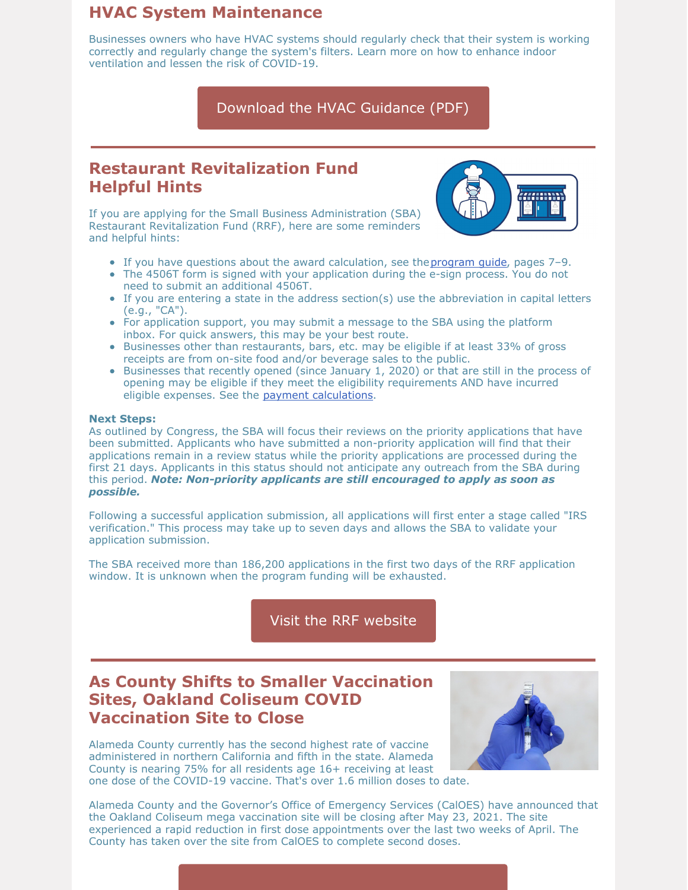## HVAC System Maintenance

Businesses owners who have HVAC systems should regularly check that their system is working correctly and regularly change the system's filters. Learn more on how to enhance indoor ventilation and lessen the risk of COVID-19.

Download the HVAC Guidance (PDF)

---

## Restaurant Revitalization Fund Helpful Hints

If you are applying for the Small Business Administration (SBA) Restaurant Revitalization Fund (RRF), here are some reminders and helpful hints:

- If you have questions about the award calculation, see the program guide, pages 7–9.
- The 4506T form is signed with your application during the e-sign process. You do not need to submit an additional 4506T.
- If you are entering a state in the address section(s) use the abbreviation in capital letters (e.g., "CA").
- For application support, you may submit a message to the SBA using the platform inbox. For quick answers, this may be your best route.
- Businesses other than restaurants, bars, etc. may be eligible if at least 33% of gross receipts are from on-site food and/or beverage sales to the public.
- Businesses that recently opened (since January 1, 2020) or that are still in the process of opening may be eligible if they meet the eligibility requirements AND have incurred eligible expenses. See the payment calculations.

**Next Steps:**
As outlined by Congress, the SBA will focus their reviews on the priority applications that have been submitted. Applicants who have submitted a non-priority application will find that their applications remain in a review status while the priority applications are processed during the first 21 days. Applicants in this status should not anticipate any outreach from the SBA during this period. ***Note: Non-priority applicants are still encouraged to apply as soon as possible.***

Following a successful application submission, all applications will first enter a stage called "IRS verification." This process may take up to seven days and allows the SBA to validate your application submission.

The SBA received more than 186,200 applications in the first two days of the RRF application window. It is unknown when the program funding will be exhausted.

Visit the RRF website

---

## As County Shifts to Smaller Vaccination Sites, Oakland Coliseum COVID Vaccination Site to Close

Alameda County currently has the second highest rate of vaccine administered in northern California and fifth in the state. Alameda County is nearing 75% for all residents age 16+ receiving at least one dose of the COVID-19 vaccine. That's over 1.6 million doses to date.

Alameda County and the Governor's Office of Emergency Services (CalOES) have announced that the Oakland Coliseum mega vaccination site will be closing after May 23, 2021. The site experienced a rapid reduction in first dose appointments over the last two weeks of April. The County has taken over the site from CalOES to complete second doses.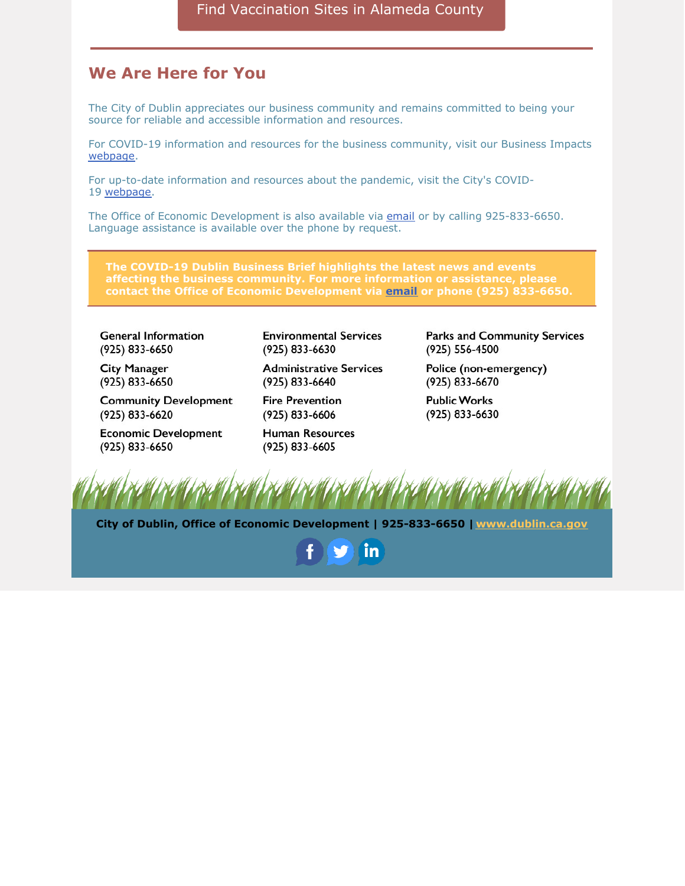Find Vaccination Sites in Alameda County

## We Are Here for You

The City of Dublin appreciates our business community and remains committed to being your source for reliable and accessible information and resources.

For COVID-19 information and resources for the business community, visit our Business Impacts webpage.

For up-to-date information and resources about the pandemic, visit the City's COVID-19 webpage.

The Office of Economic Development is also available via email or by calling 925-833-6650. Language assistance is available over the phone by request.

**The COVID-19 Dublin Business Brief highlights the latest news and events affecting the business community. For more information or assistance, please contact the Office of Economic Development via email or phone (925) 833-6650.**

General Information
(925) 833-6650

City Manager
(925) 833-6650

Community Development
(925) 833-6620

Economic Development
(925) 833-6650

Environmental Services
(925) 833-6630

Administrative Services
(925) 833-6640

Fire Prevention
(925) 833-6606

Human Resources
(925) 833-6605

Parks and Community Services
(925) 556-4500

Police (non-emergency)
(925) 833-6670

Public Works
(925) 833-6630

**City of Dublin, Office of Economic Development | 925-833-6650 | www.dublin.ca.gov**